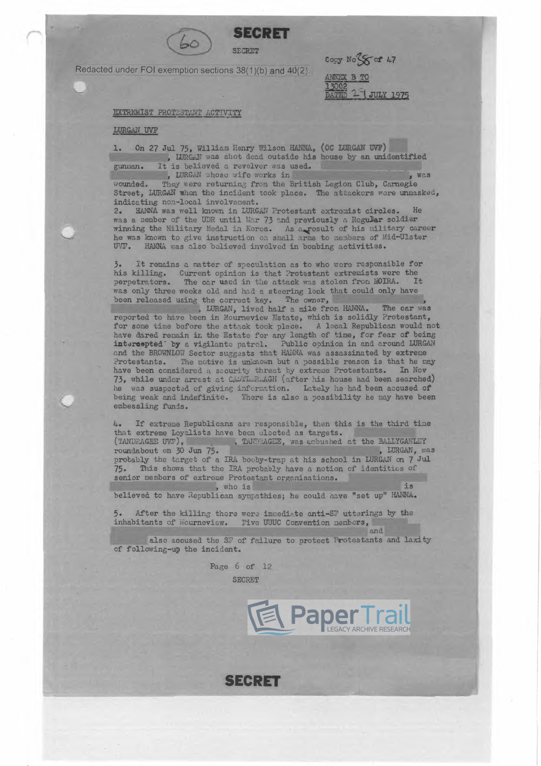SECRET

SECRET

Redacted under FOI exemption sections 38(1)(b) and 40(2)

Copy No 38 of 47

ANNEX B TO
13002
DATED 29 JULY 1975

EXTREMIST PROTESTANT ACTIVITY

LURGAN UVF

1. On 27 Jul 75, William Henry Wilson HANNA, (OC LURGAN UVF) , LURGAN was shot dead outside his house by an unidentified gunman. It is believed a revolver was used. , LURGAN whose wife works in , was wounded. They were returning from the British Legion Club, Carnegie Street, LURGAN when the incident took place. The attackers were unmasked, indicating non-local involvement.

2. HANNA was well known in LURGAN Protestant extremist circles. He was a member of the UDR until Mar 73 and previously a Regular soldier winning the Military Medal in Korea. As a result of his military career he was known to give instruction on small arms to members of Mid-Ulster UVF. HANNA was also believed involved in bombing activities.

3. It remains a matter of speculation as to who were responsible for his killing. Current opinion is that Protestant extremists were the perpetrators. The car used in the attack was stolen from MOIRA. It was only three weeks old and had a steering lock that could only have been released using the correct key. The owner, , , LURGAN, lived half a mile from HANNA. The car was reported to have been in Mourneview Estate, which is solidly Protestant, for some time before the attack took place. A local Republican would not have dared remain in the Estate for any length of time, for fear of being intercepted by a vigilante patrol. Public opinion in and around LURGAN and the BROWNLOW Sector suggests that HANNA was assassinated by extreme Protestants. The motive is unknown but a possible reason is that he may have been considered a security threat by extreme Protestants. In Nov 73, while under arrest at CASTLEREAGH (after his house had been searched) he was suspected of giving information. Lately he had been accused of being weak and indefinite. There is also a possibility he may have been embezzling funds.

4. If extreme Republicans are responsible, then this is the third time that extreme Loyalists have been elected as targets. (TANDRAGEE UVF), , TANDRAGEE, was ambushed at the BALLYGAWLEY roundabout on 30 Jun 75. , LURGAN, was probably the target of a IRA booby-trap at his school in LURGAN on 7 Jul 75. This shows that the IRA probably have a notion of identities of senior members of extreme Protestant organisations. , who is is believed to have Republican sympathies; he could have "set up" HANNA.

5. After the killing there were immediate anti-SF utterings by the inhabitants of Mourneview. Five UUUC Convention members, and also accused the SF of failure to protect Protestants and laxity of following-up the incident.

SECRET

SECRET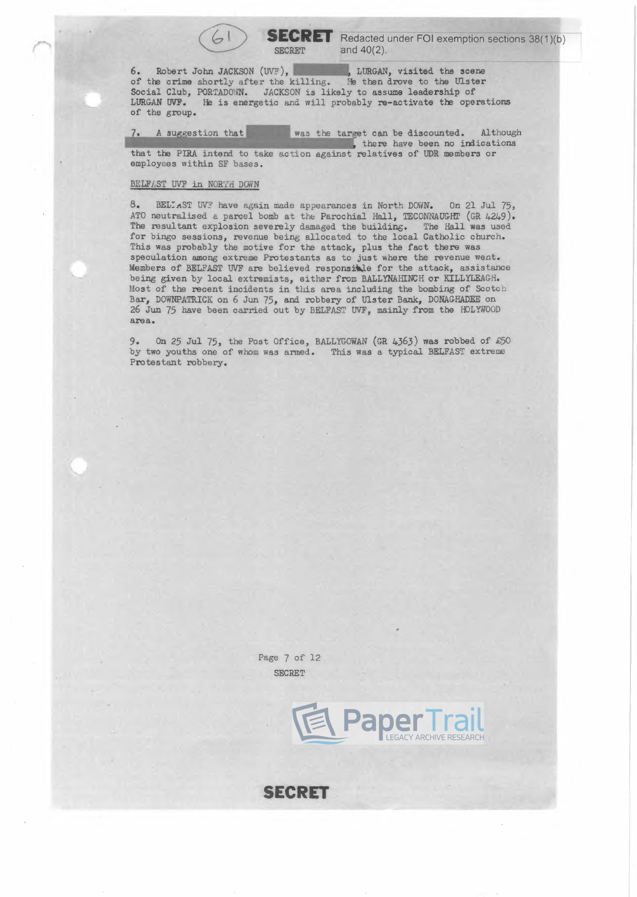SECRET

Redacted under FOI exemption sections 38(1)(b) and 40(2).

6. Robert John JACKSON (UVF), ██████████, LURGAN, visited the scene of the crime shortly after the killing. He then drove to the Ulster Social Club, PORTADOWN. JACKSON is likely to assume leadership of LURGAN UVF. He is energetic and will probably re-activate the operations of the group.

7. A suggestion that ████████ was the target can be discounted. Although ████████████████████████████████████████, there have been no indications that the PIRA intend to take action against relatives of UDR members or employees within SF bases.

BELFAST UVF in NORTH DOWN

8. BELFAST UVF have again made appearances in North DOWN. On 21 Jul 75, ATO neutralised a parcel bomb at the Parochial Hall, TECONNAUGHT (GR 4249). The resultant explosion severely damaged the building. The Hall was used for bingo sessions, revenue being allocated to the local Catholic church. This was probably the motive for the attack, plus the fact there was speculation among extreme Protestants as to just where the revenue went. Members of BELFAST UVF are believed responsible for the attack, assistance being given by local extremists, either from BALLYNAHINCH or KILLYLEAGH. Most of the recent incidents in this area including the bombing of Scotch Bar, DOWNPATRICK on 6 Jun 75, and robbery of Ulster Bank, DONAGHADEE on 26 Jun 75 have been carried out by BELFAST UVF, mainly from the HOLYWOOD area.

9. On 25 Jul 75, the Post Office, BALLYGOWAN (GR 4363) was robbed of £50 by two youths one of whom was armed. This was a typical BELFAST extreme Protestant robbery.

SECRET